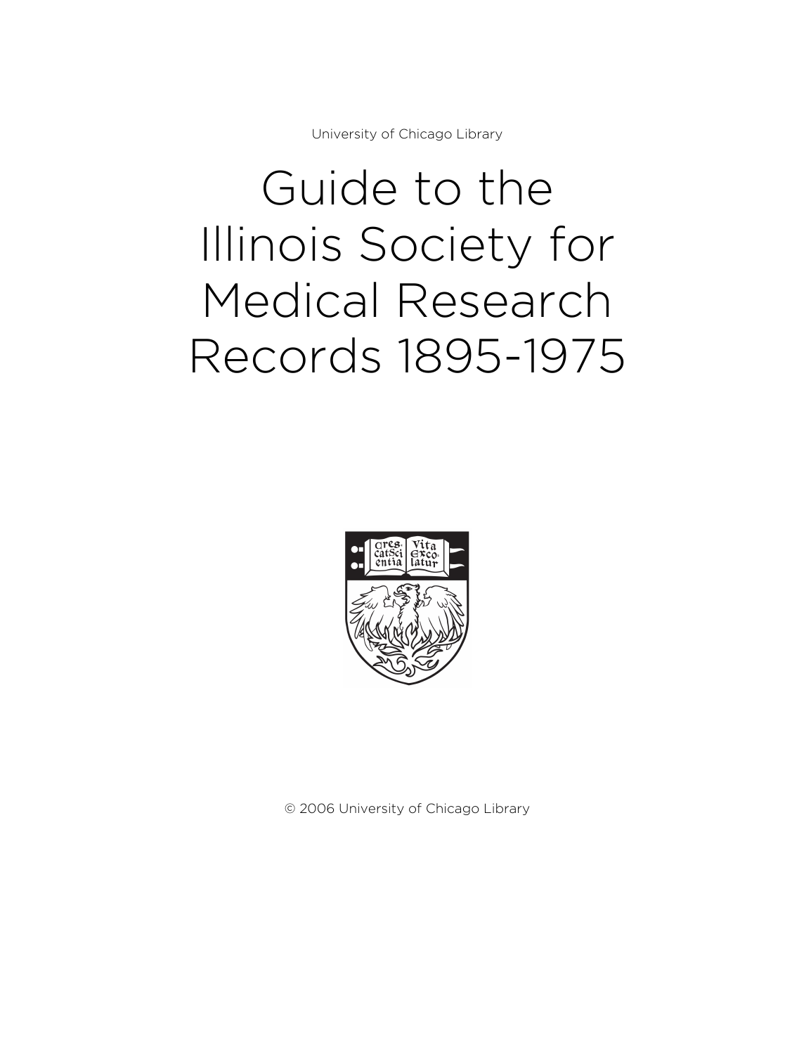University of Chicago Library

# Guide to the Illinois Society for Medical Research Records 1895-1975

© 2006 University of Chicago Library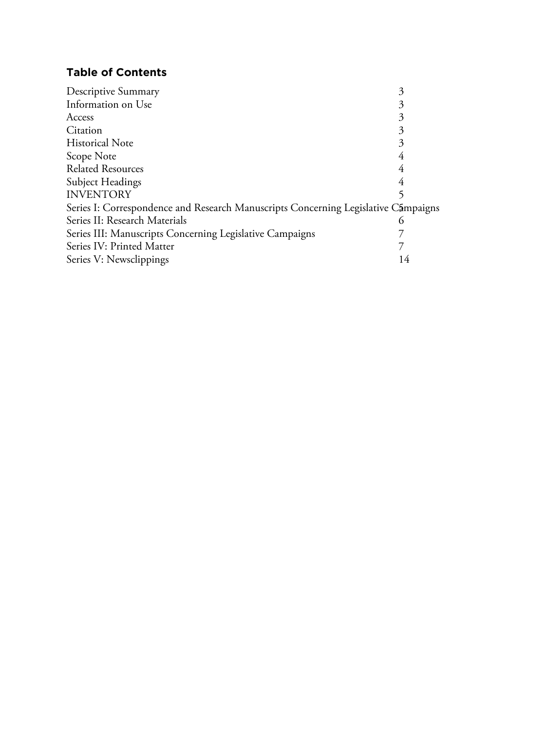## Table of Contents

| | |
|---|---|
| Descriptive Summary | 3 |
| Information on Use | 3 |
| Access | 3 |
| Citation | 3 |
| Historical Note | 3 |
| Scope Note | 4 |
| Related Resources | 4 |
| Subject Headings | 4 |
| INVENTORY | 5 |
| Series I: Correspondence and Research Manuscripts Concerning Legislative Campaigns | 5 |
| Series II: Research Materials | 6 |
| Series III: Manuscripts Concerning Legislative Campaigns | 7 |
| Series IV: Printed Matter | 7 |
| Series V: Newsclippings | 14 |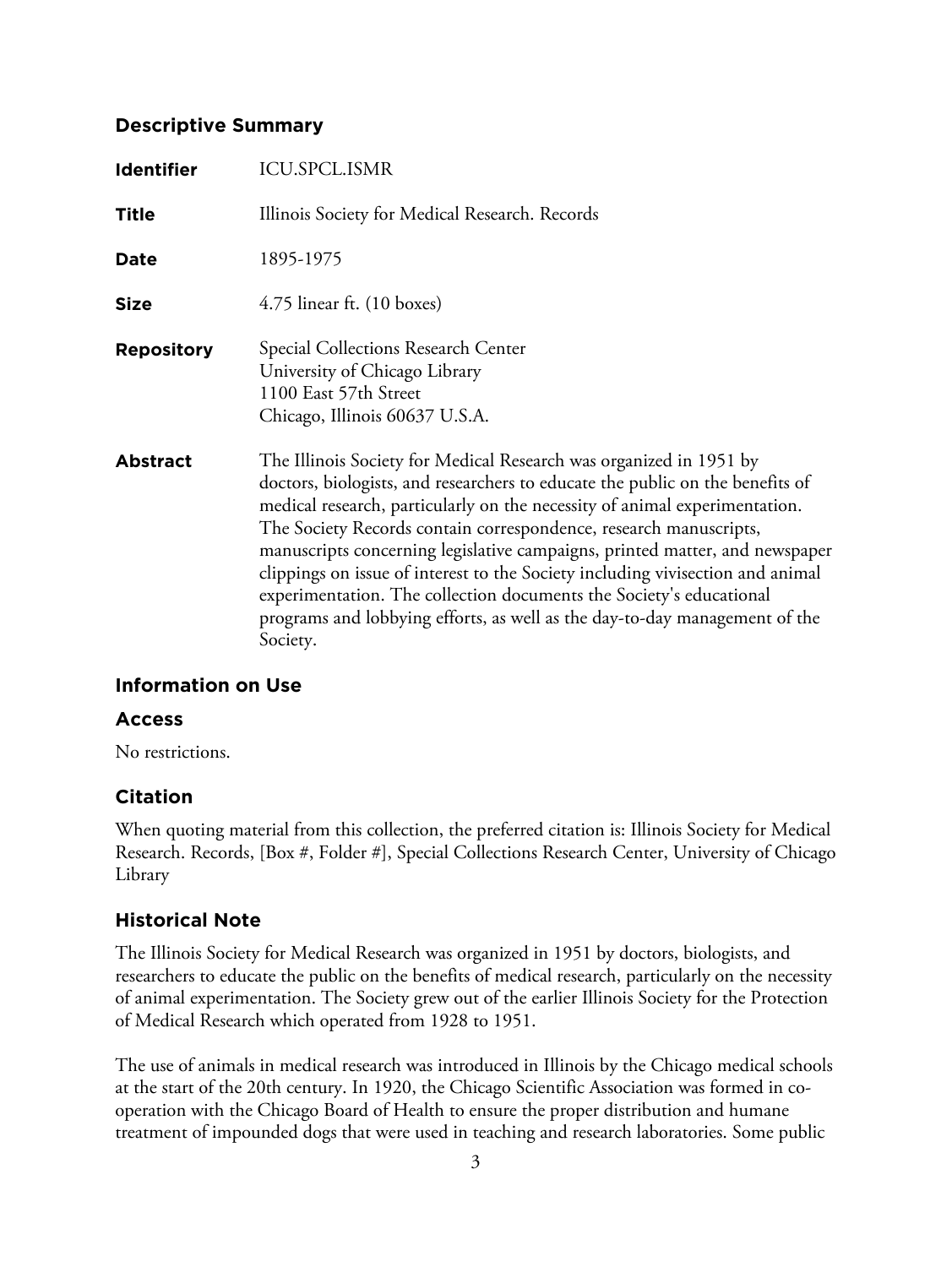## Descriptive Summary

| | |
|---|---|
| **Identifier** | ICU.SPCL.ISMR |
| **Title** | Illinois Society for Medical Research. Records |
| **Date** | 1895-1975 |
| **Size** | 4.75 linear ft. (10 boxes) |
| **Repository** | Special Collections Research Center<br>University of Chicago Library<br>1100 East 57th Street<br>Chicago, Illinois 60637 U.S.A. |
| **Abstract** | The Illinois Society for Medical Research was organized in 1951 by doctors, biologists, and researchers to educate the public on the benefits of medical research, particularly on the necessity of animal experimentation. The Society Records contain correspondence, research manuscripts, manuscripts concerning legislative campaigns, printed matter, and newspaper clippings on issue of interest to the Society including vivisection and animal experimentation. The collection documents the Society's educational programs and lobbying efforts, as well as the day-to-day management of the Society. |

## Information on Use

### Access

No restrictions.

### Citation

When quoting material from this collection, the preferred citation is: Illinois Society for Medical Research. Records, [Box #, Folder #], Special Collections Research Center, University of Chicago Library

## Historical Note

The Illinois Society for Medical Research was organized in 1951 by doctors, biologists, and researchers to educate the public on the benefits of medical research, particularly on the necessity of animal experimentation. The Society grew out of the earlier Illinois Society for the Protection of Medical Research which operated from 1928 to 1951.

The use of animals in medical research was introduced in Illinois by the Chicago medical schools at the start of the 20th century. In 1920, the Chicago Scientific Association was formed in co-operation with the Chicago Board of Health to ensure the proper distribution and humane treatment of impounded dogs that were used in teaching and research laboratories. Some public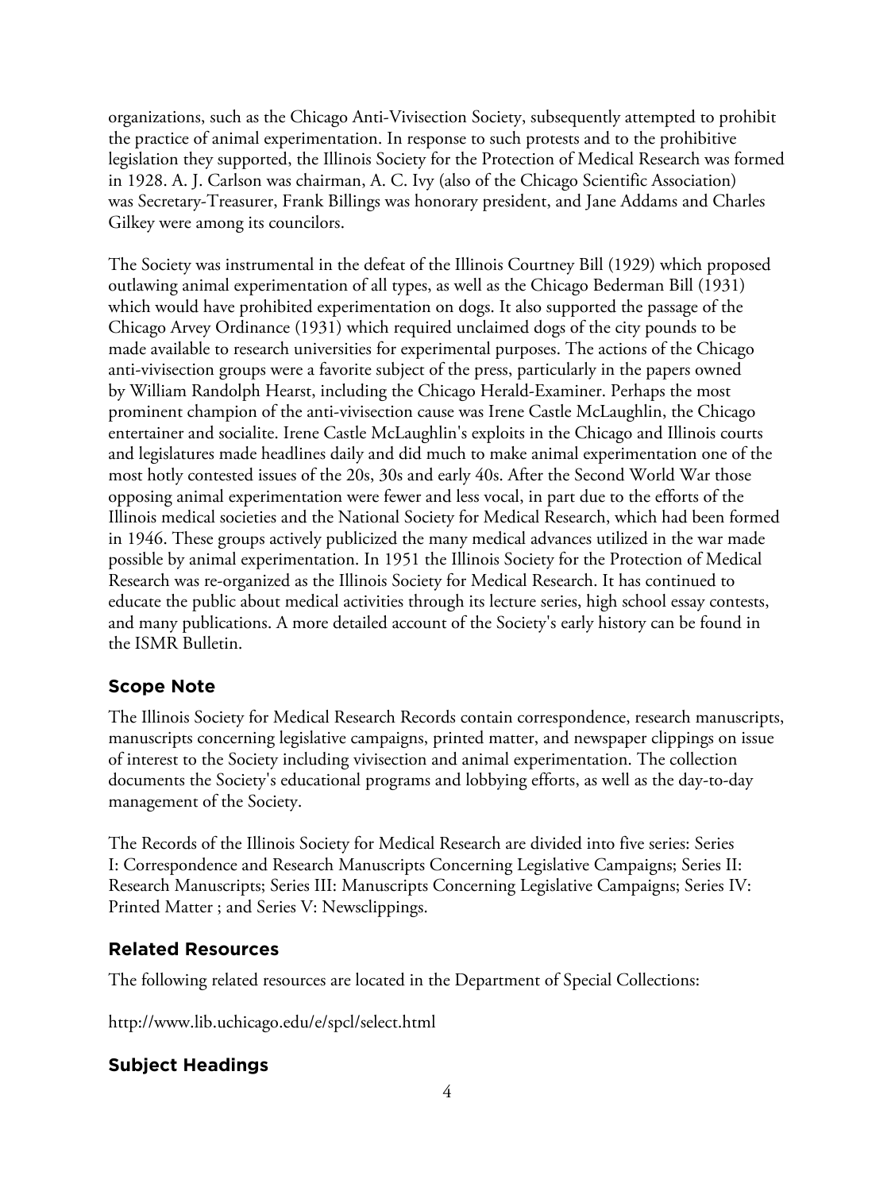organizations, such as the Chicago Anti-Vivisection Society, subsequently attempted to prohibit the practice of animal experimentation. In response to such protests and to the prohibitive legislation they supported, the Illinois Society for the Protection of Medical Research was formed in 1928. A. J. Carlson was chairman, A. C. Ivy (also of the Chicago Scientific Association) was Secretary-Treasurer, Frank Billings was honorary president, and Jane Addams and Charles Gilkey were among its councilors.

The Society was instrumental in the defeat of the Illinois Courtney Bill (1929) which proposed outlawing animal experimentation of all types, as well as the Chicago Bederman Bill (1931) which would have prohibited experimentation on dogs. It also supported the passage of the Chicago Arvey Ordinance (1931) which required unclaimed dogs of the city pounds to be made available to research universities for experimental purposes. The actions of the Chicago anti-vivisection groups were a favorite subject of the press, particularly in the papers owned by William Randolph Hearst, including the Chicago Herald-Examiner. Perhaps the most prominent champion of the anti-vivisection cause was Irene Castle McLaughlin, the Chicago entertainer and socialite. Irene Castle McLaughlin's exploits in the Chicago and Illinois courts and legislatures made headlines daily and did much to make animal experimentation one of the most hotly contested issues of the 20s, 30s and early 40s. After the Second World War those opposing animal experimentation were fewer and less vocal, in part due to the efforts of the Illinois medical societies and the National Society for Medical Research, which had been formed in 1946. These groups actively publicized the many medical advances utilized in the war made possible by animal experimentation. In 1951 the Illinois Society for the Protection of Medical Research was re-organized as the Illinois Society for Medical Research. It has continued to educate the public about medical activities through its lecture series, high school essay contests, and many publications. A more detailed account of the Society's early history can be found in the ISMR Bulletin.

## Scope Note

The Illinois Society for Medical Research Records contain correspondence, research manuscripts, manuscripts concerning legislative campaigns, printed matter, and newspaper clippings on issue of interest to the Society including vivisection and animal experimentation. The collection documents the Society's educational programs and lobbying efforts, as well as the day-to-day management of the Society.

The Records of the Illinois Society for Medical Research are divided into five series: Series I: Correspondence and Research Manuscripts Concerning Legislative Campaigns; Series II: Research Manuscripts; Series III: Manuscripts Concerning Legislative Campaigns; Series IV: Printed Matter ; and Series V: Newsclippings.

## Related Resources

The following related resources are located in the Department of Special Collections:

http://www.lib.uchicago.edu/e/spcl/select.html

## Subject Headings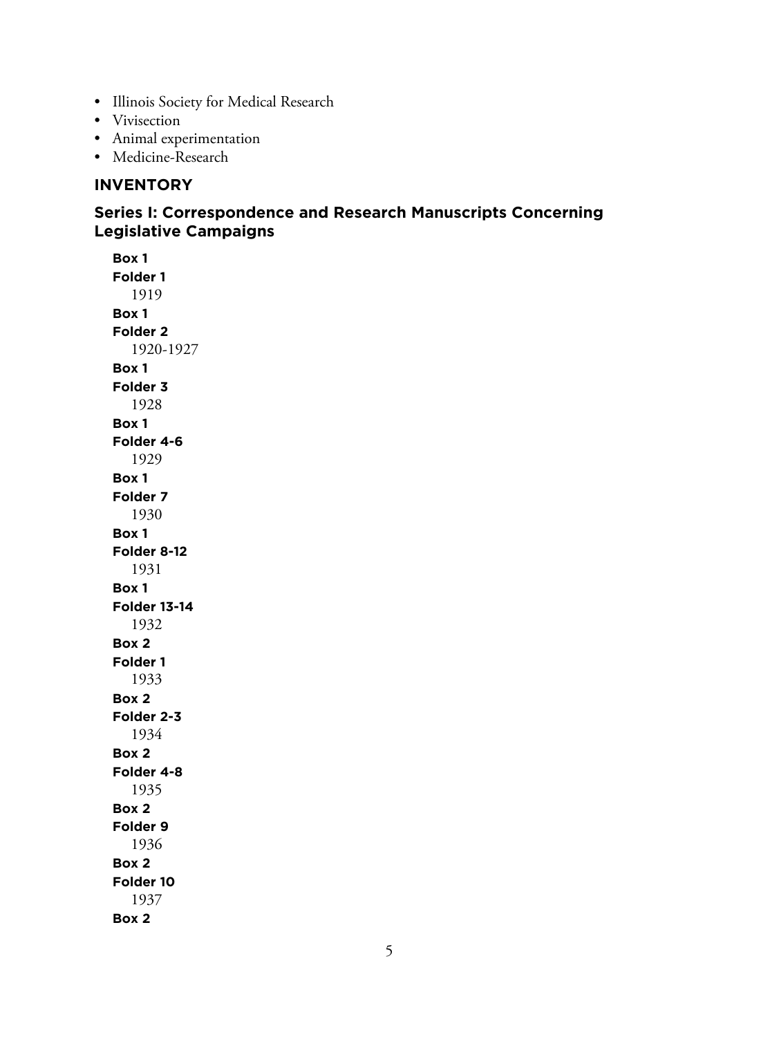- Illinois Society for Medical Research
- Vivisection
- Animal experimentation
- Medicine-Research

## INVENTORY

### Series I: Correspondence and Research Manuscripts Concerning Legislative Campaigns

**Box 1**
**Folder 1**
1919

**Box 1**
**Folder 2**
1920-1927

**Box 1**
**Folder 3**
1928

**Box 1**
**Folder 4-6**
1929

**Box 1**
**Folder 7**
1930

**Box 1**
**Folder 8-12**
1931

**Box 1**
**Folder 13-14**
1932

**Box 2**
**Folder 1**
1933

**Box 2**
**Folder 2-3**
1934

**Box 2**
**Folder 4-8**
1935

**Box 2**
**Folder 9**
1936

**Box 2**
**Folder 10**
1937

**Box 2**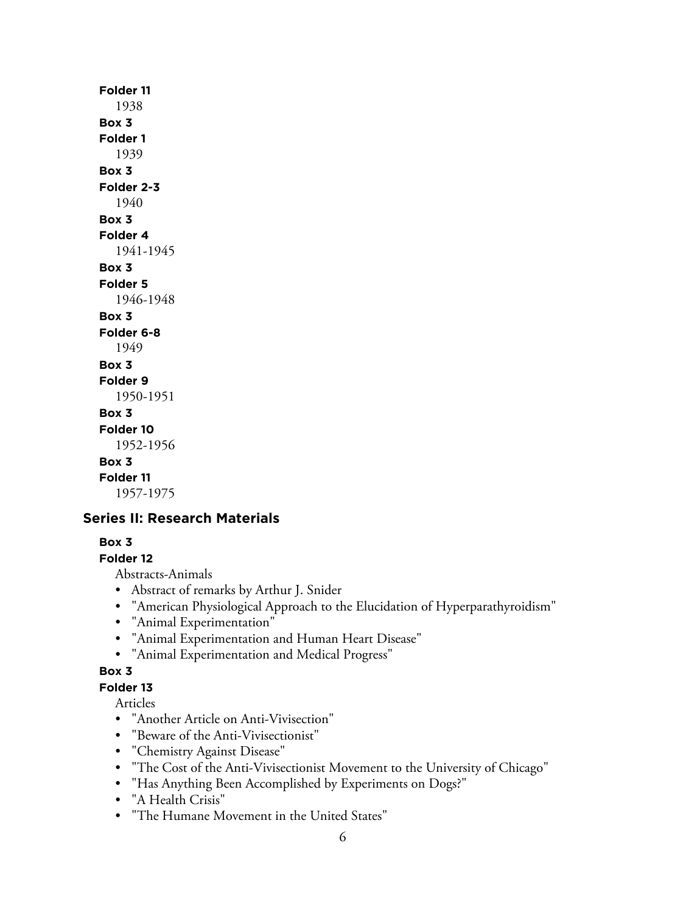**Folder 11**
1938

**Box 3**
**Folder 1**
1939

**Box 3**
**Folder 2-3**
1940

**Box 3**
**Folder 4**
1941-1945

**Box 3**
**Folder 5**
1946-1948

**Box 3**
**Folder 6-8**
1949

**Box 3**
**Folder 9**
1950-1951

**Box 3**
**Folder 10**
1952-1956

**Box 3**
**Folder 11**
1957-1975

## Series II: Research Materials

**Box 3**
**Folder 12**
Abstracts-Animals

- Abstract of remarks by Arthur J. Snider
- "American Physiological Approach to the Elucidation of Hyperparathyroidism"
- "Animal Experimentation"
- "Animal Experimentation and Human Heart Disease"
- "Animal Experimentation and Medical Progress"

**Box 3**
**Folder 13**
Articles

- "Another Article on Anti-Vivisection"
- "Beware of the Anti-Vivisectionist"
- "Chemistry Against Disease"
- "The Cost of the Anti-Vivisectionist Movement to the University of Chicago"
- "Has Anything Been Accomplished by Experiments on Dogs?"
- "A Health Crisis"
- "The Humane Movement in the United States"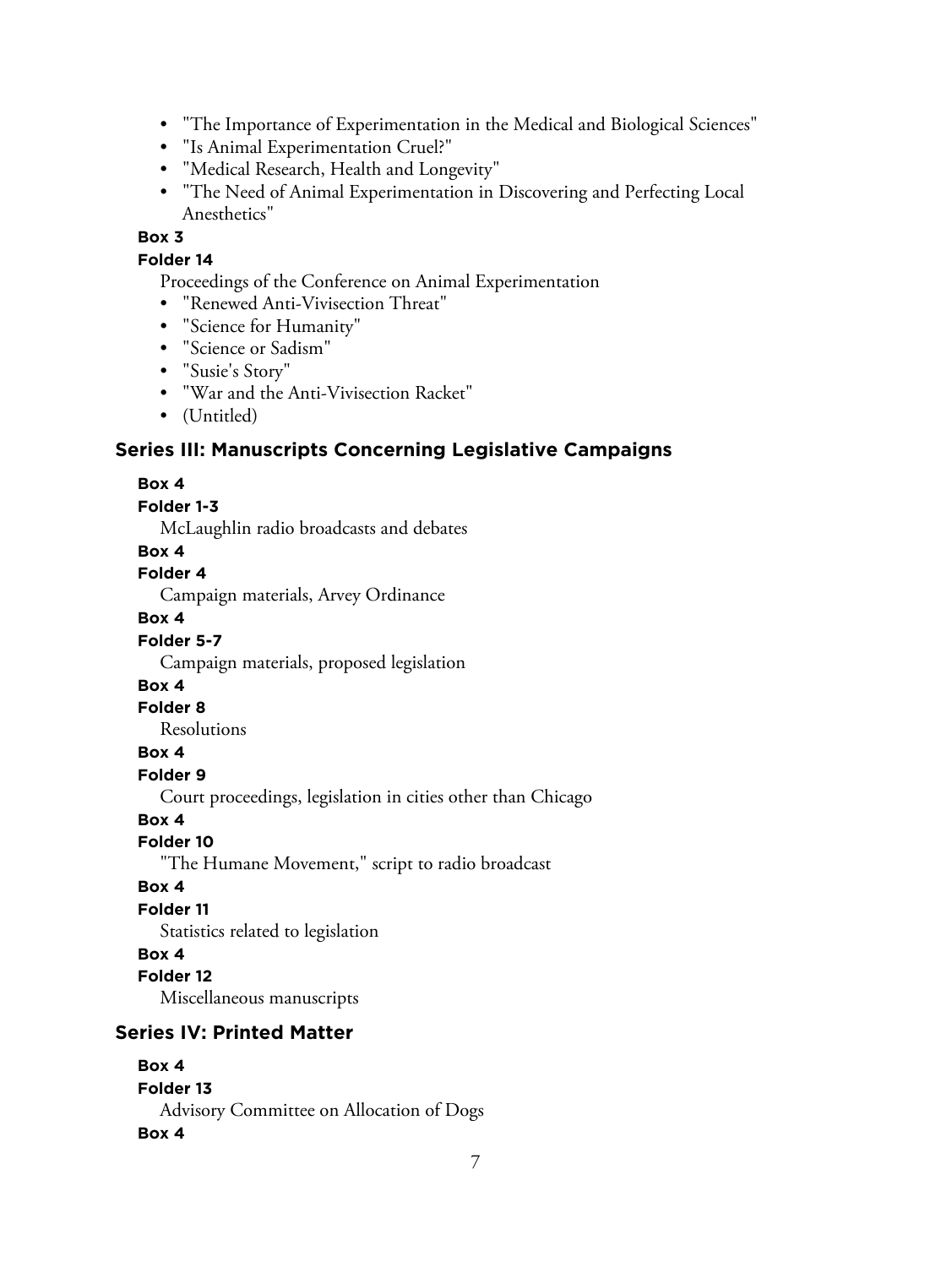- "The Importance of Experimentation in the Medical and Biological Sciences"
- "Is Animal Experimentation Cruel?"
- "Medical Research, Health and Longevity"
- "The Need of Animal Experimentation in Discovering and Perfecting Local Anesthetics"

**Box 3**

**Folder 14**

Proceedings of the Conference on Animal Experimentation

- "Renewed Anti-Vivisection Threat"
- "Science for Humanity"
- "Science or Sadism"
- "Susie's Story"
- "War and the Anti-Vivisection Racket"
- (Untitled)

## Series III: Manuscripts Concerning Legislative Campaigns

**Box 4**

**Folder 1-3**

McLaughlin radio broadcasts and debates

**Box 4**

**Folder 4**

Campaign materials, Arvey Ordinance

**Box 4**

**Folder 5-7**

Campaign materials, proposed legislation

**Box 4**

**Folder 8**

Resolutions

**Box 4**

**Folder 9**

Court proceedings, legislation in cities other than Chicago

**Box 4**

**Folder 10**

"The Humane Movement," script to radio broadcast

**Box 4**

**Folder 11**

Statistics related to legislation

**Box 4**

**Folder 12**

Miscellaneous manuscripts

## Series IV: Printed Matter

**Box 4**

**Folder 13**

Advisory Committee on Allocation of Dogs

**Box 4**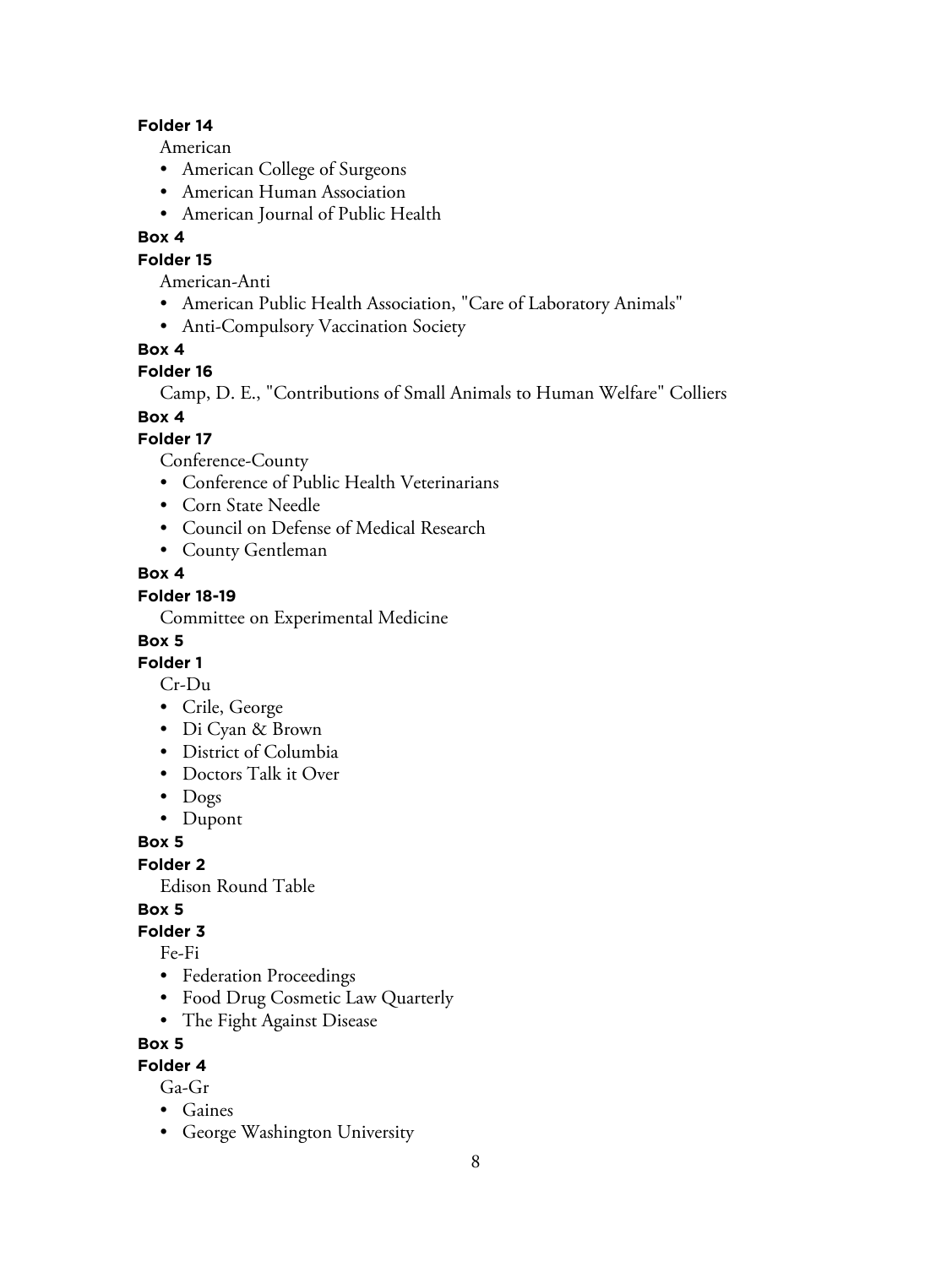**Folder 14**

American

- American College of Surgeons
- American Human Association
- American Journal of Public Health

**Box 4**

**Folder 15**

American-Anti

- American Public Health Association, "Care of Laboratory Animals"
- Anti-Compulsory Vaccination Society

**Box 4**

**Folder 16**

Camp, D. E., "Contributions of Small Animals to Human Welfare" Colliers

**Box 4**

**Folder 17**

Conference-County

- Conference of Public Health Veterinarians
- Corn State Needle
- Council on Defense of Medical Research
- County Gentleman

**Box 4**

**Folder 18-19**

Committee on Experimental Medicine

**Box 5**

**Folder 1**

Cr-Du

- Crile, George
- Di Cyan & Brown
- District of Columbia
- Doctors Talk it Over
- Dogs
- Dupont

**Box 5**

**Folder 2**

Edison Round Table

**Box 5**

**Folder 3**

Fe-Fi

- Federation Proceedings
- Food Drug Cosmetic Law Quarterly
- The Fight Against Disease

**Box 5**

**Folder 4**

Ga-Gr

- Gaines
- George Washington University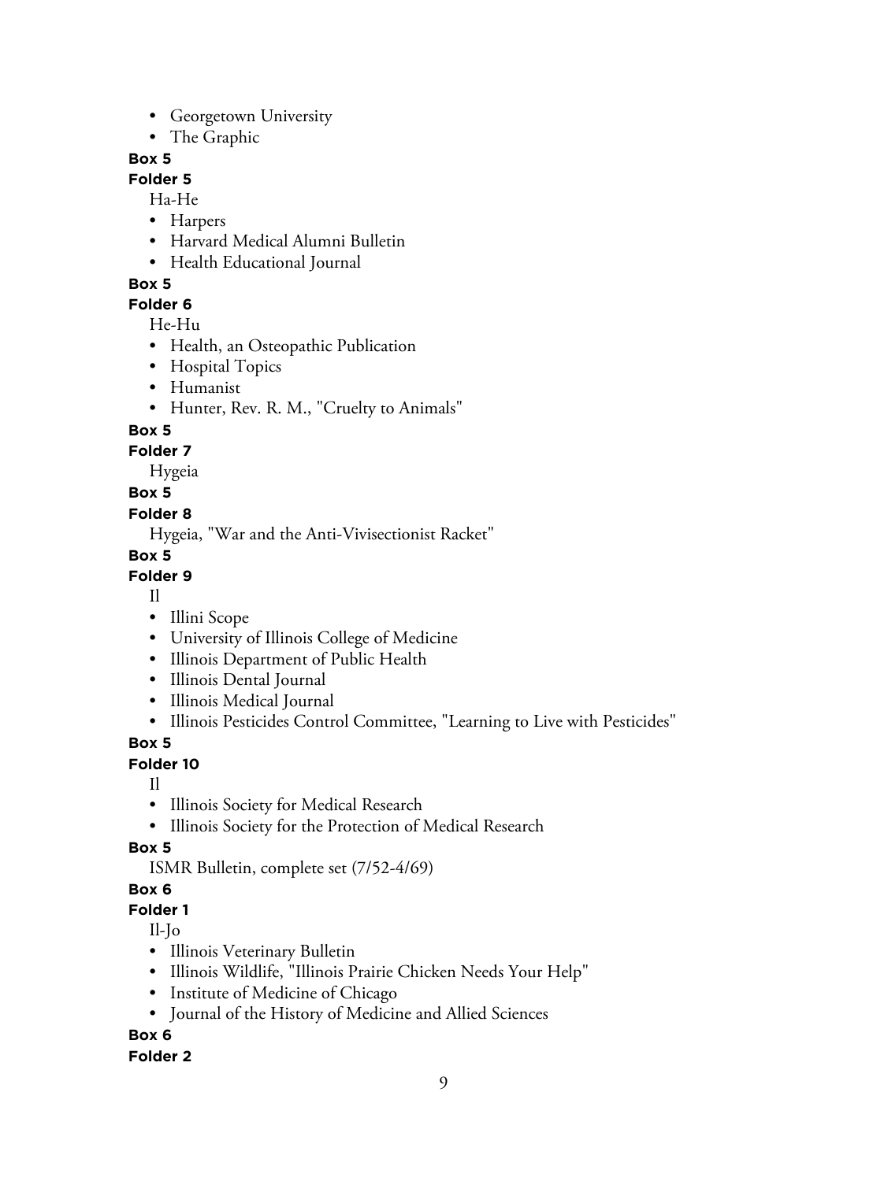- Georgetown University
- The Graphic

**Box 5**

**Folder 5**

Ha-He

- Harpers
- Harvard Medical Alumni Bulletin
- Health Educational Journal

**Box 5**

**Folder 6**

He-Hu

- Health, an Osteopathic Publication
- Hospital Topics
- Humanist
- Hunter, Rev. R. M., "Cruelty to Animals"

**Box 5**

**Folder 7**

Hygeia

**Box 5**

**Folder 8**

Hygeia, "War and the Anti-Vivisectionist Racket"

**Box 5**

**Folder 9**

Il

- Illini Scope
- University of Illinois College of Medicine
- Illinois Department of Public Health
- Illinois Dental Journal
- Illinois Medical Journal
- Illinois Pesticides Control Committee, "Learning to Live with Pesticides"

**Box 5**

**Folder 10**

Il

- Illinois Society for Medical Research
- Illinois Society for the Protection of Medical Research

**Box 5**

ISMR Bulletin, complete set (7/52-4/69)

**Box 6**

**Folder 1**

Il-Jo

- Illinois Veterinary Bulletin
- Illinois Wildlife, "Illinois Prairie Chicken Needs Your Help"
- Institute of Medicine of Chicago
- Journal of the History of Medicine and Allied Sciences

**Box 6**

**Folder 2**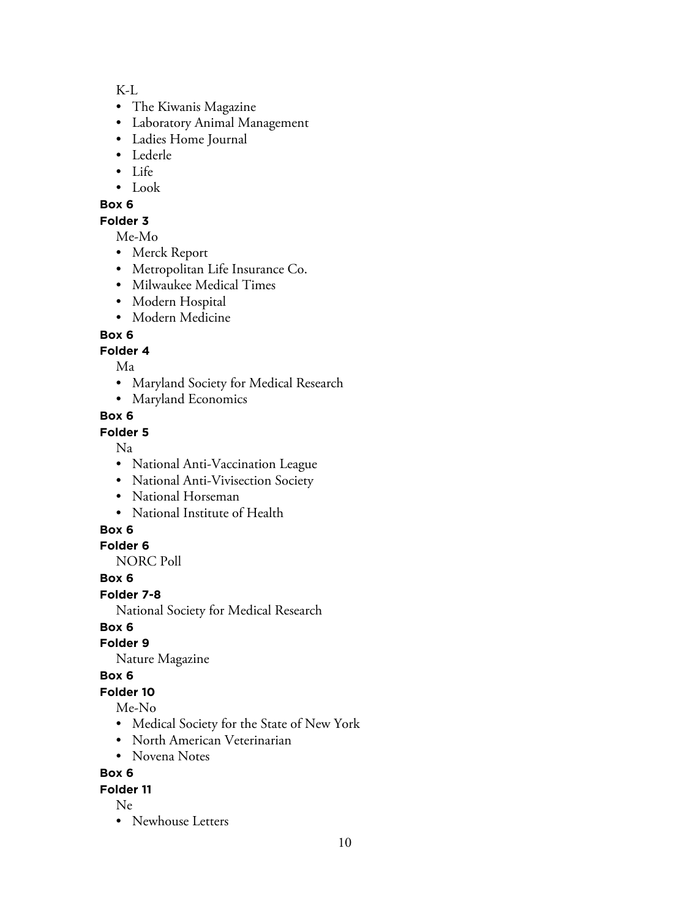K-L

- The Kiwanis Magazine
- Laboratory Animal Management
- Ladies Home Journal
- Lederle
- Life
- Look

**Box 6**

**Folder 3**

Me-Mo

- Merck Report
- Metropolitan Life Insurance Co.
- Milwaukee Medical Times
- Modern Hospital
- Modern Medicine

**Box 6**

**Folder 4**

Ma

- Maryland Society for Medical Research
- Maryland Economics

**Box 6**

**Folder 5**

Na

- National Anti-Vaccination League
- National Anti-Vivisection Society
- National Horseman
- National Institute of Health

**Box 6**

**Folder 6**

NORC Poll

**Box 6**

**Folder 7-8**

National Society for Medical Research

**Box 6**

**Folder 9**

Nature Magazine

**Box 6**

**Folder 10**

Me-No

- Medical Society for the State of New York
- North American Veterinarian
- Novena Notes

**Box 6**

**Folder 11**

Ne

- Newhouse Letters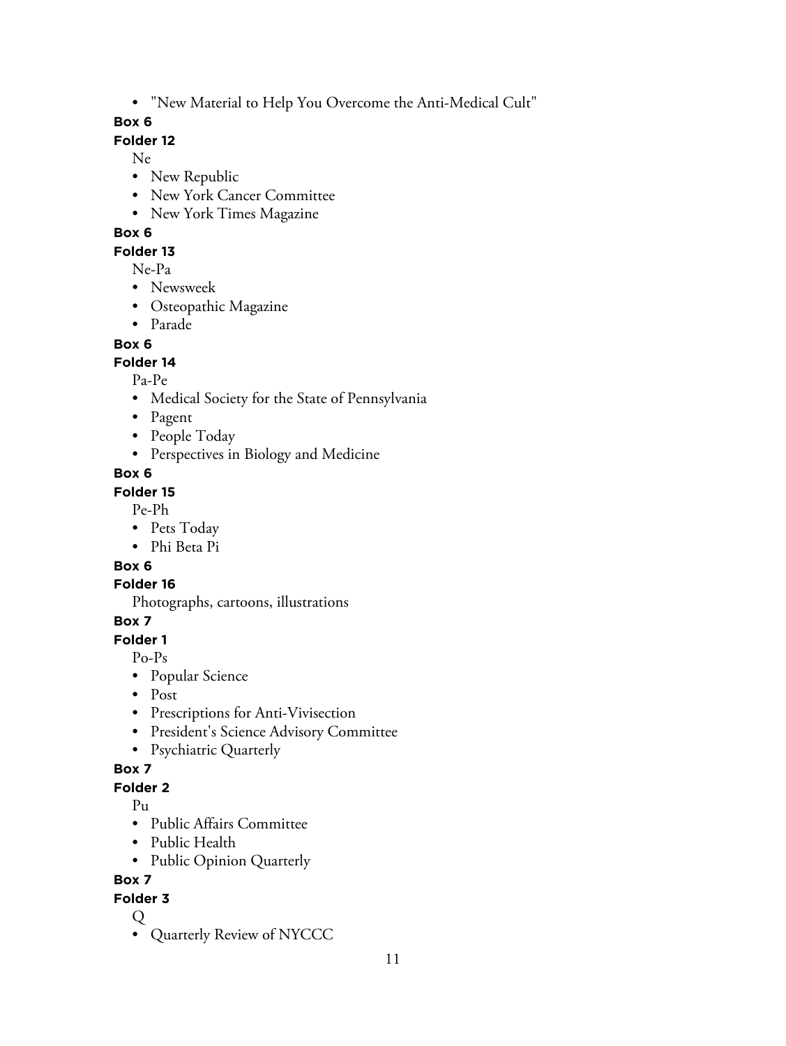- "New Material to Help You Overcome the Anti-Medical Cult"

**Box 6**

**Folder 12**

Ne

- New Republic
- New York Cancer Committee
- New York Times Magazine

**Box 6**

**Folder 13**

Ne-Pa

- Newsweek
- Osteopathic Magazine
- Parade

**Box 6**

**Folder 14**

Pa-Pe

- Medical Society for the State of Pennsylvania
- Pagent
- People Today
- Perspectives in Biology and Medicine

**Box 6**

**Folder 15**

Pe-Ph

- Pets Today
- Phi Beta Pi

**Box 6**

**Folder 16**

Photographs, cartoons, illustrations

**Box 7**

**Folder 1**

Po-Ps

- Popular Science
- Post
- Prescriptions for Anti-Vivisection
- President's Science Advisory Committee
- Psychiatric Quarterly

**Box 7**

**Folder 2**

Pu

- Public Affairs Committee
- Public Health
- Public Opinion Quarterly

**Box 7**

**Folder 3**

Q

- Quarterly Review of NYCCC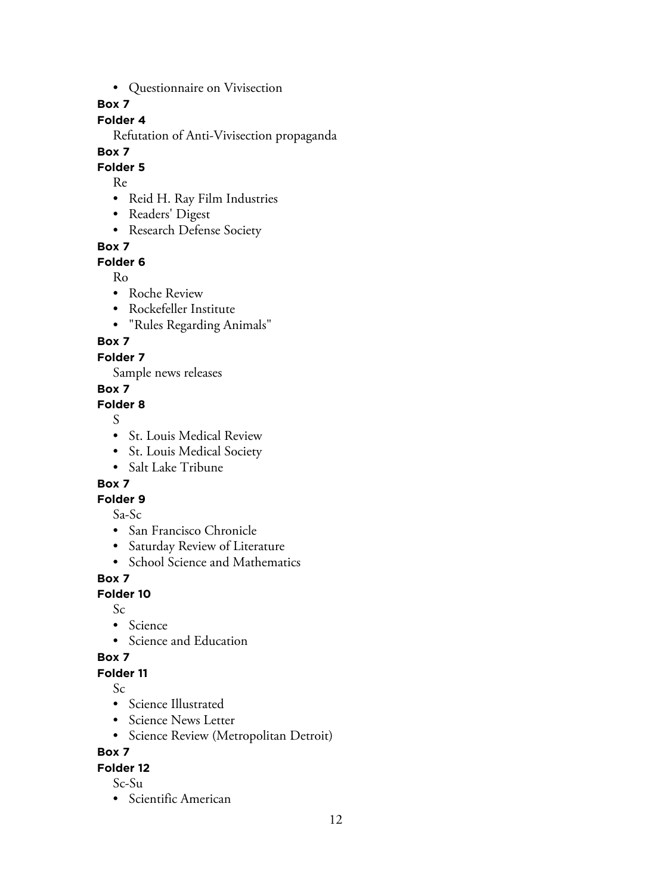- Questionnaire on Vivisection

**Box 7**

**Folder 4**

Refutation of Anti-Vivisection propaganda

**Box 7**

**Folder 5**

Re

- Reid H. Ray Film Industries
- Readers' Digest
- Research Defense Society

**Box 7**

**Folder 6**

Ro

- Roche Review
- Rockefeller Institute
- "Rules Regarding Animals"

**Box 7**

**Folder 7**

Sample news releases

**Box 7**

**Folder 8**

S

- St. Louis Medical Review
- St. Louis Medical Society
- Salt Lake Tribune

**Box 7**

**Folder 9**

Sa-Sc

- San Francisco Chronicle
- Saturday Review of Literature
- School Science and Mathematics

**Box 7**

**Folder 10**

Sc

- Science
- Science and Education

**Box 7**

**Folder 11**

Sc

- Science Illustrated
- Science News Letter
- Science Review (Metropolitan Detroit)

**Box 7**

**Folder 12**

Sc-Su

- Scientific American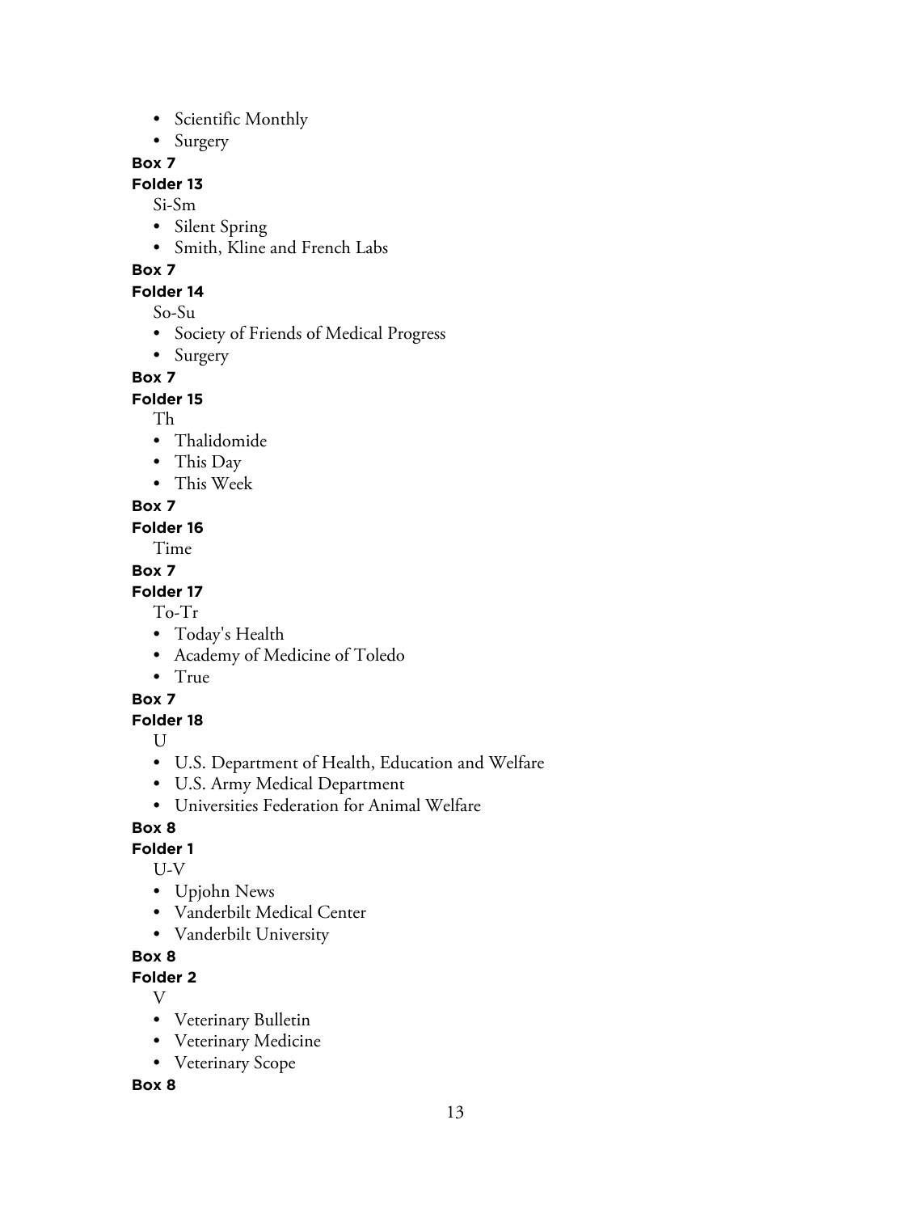- Scientific Monthly
- Surgery

**Box 7**

**Folder 13**

Si-Sm

- Silent Spring
- Smith, Kline and French Labs

**Box 7**

**Folder 14**

So-Su

- Society of Friends of Medical Progress
- Surgery

**Box 7**

**Folder 15**

Th

- Thalidomide
- This Day
- This Week

**Box 7**

**Folder 16**

Time

**Box 7**

**Folder 17**

To-Tr

- Today's Health
- Academy of Medicine of Toledo
- True

**Box 7**

**Folder 18**

U

- U.S. Department of Health, Education and Welfare
- U.S. Army Medical Department
- Universities Federation for Animal Welfare

**Box 8**

**Folder 1**

U-V

- Upjohn News
- Vanderbilt Medical Center
- Vanderbilt University

**Box 8**

**Folder 2**

V

- Veterinary Bulletin
- Veterinary Medicine
- Veterinary Scope

**Box 8**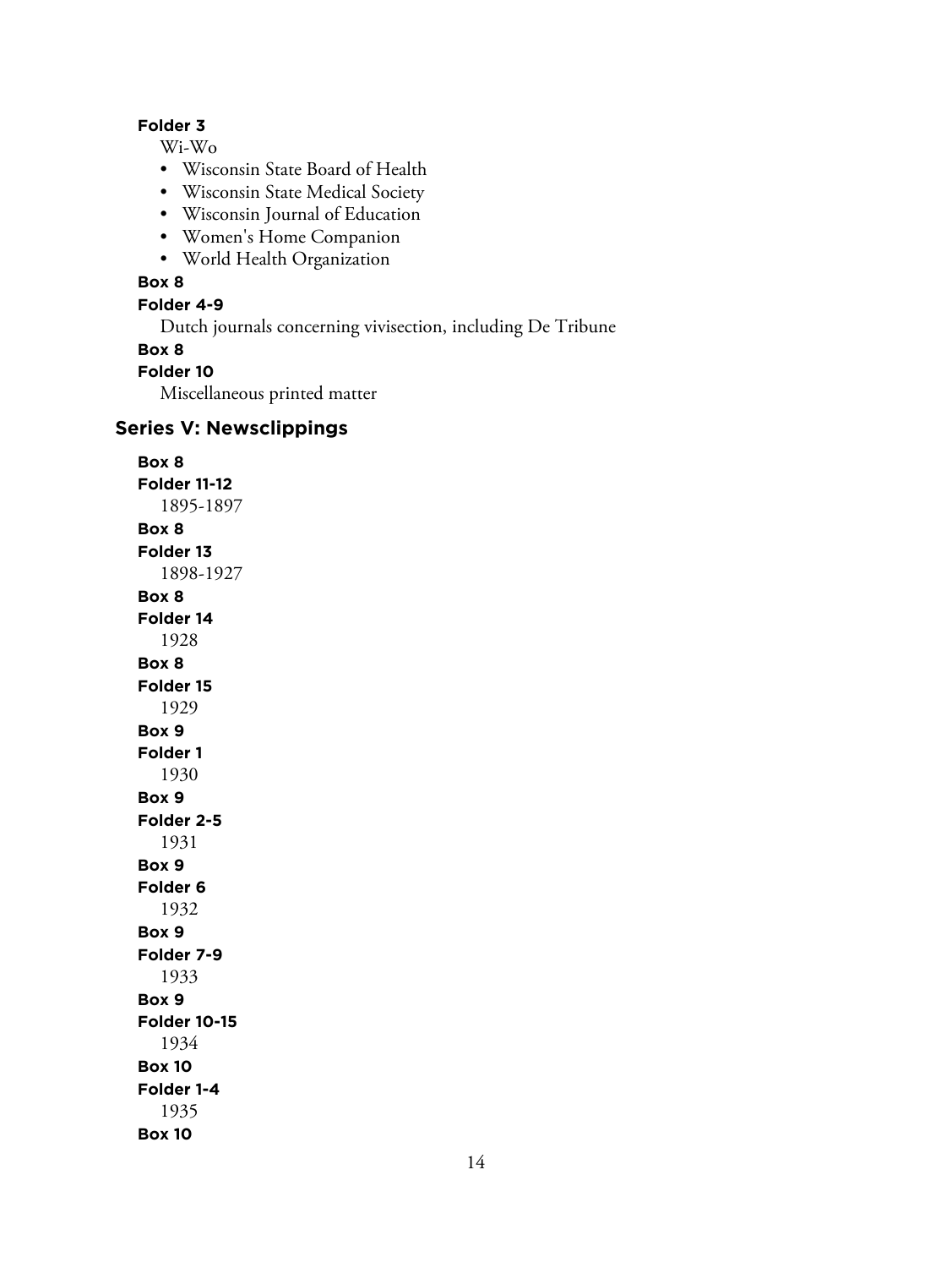**Folder 3**

Wi-Wo

- Wisconsin State Board of Health
- Wisconsin State Medical Society
- Wisconsin Journal of Education
- Women's Home Companion
- World Health Organization

**Box 8**

**Folder 4-9**

Dutch journals concerning vivisection, including De Tribune

**Box 8**

**Folder 10**

Miscellaneous printed matter

## Series V: Newsclippings

**Box 8**

**Folder 11-12**

1895-1897

**Box 8**

**Folder 13**

1898-1927

**Box 8**

**Folder 14**

1928

**Box 8**

**Folder 15**

1929

**Box 9**

**Folder 1**

1930

**Box 9**

**Folder 2-5**

1931

**Box 9**

**Folder 6**

1932

**Box 9**

**Folder 7-9**

1933

**Box 9**

**Folder 10-15**

1934

**Box 10**

**Folder 1-4**

1935

**Box 10**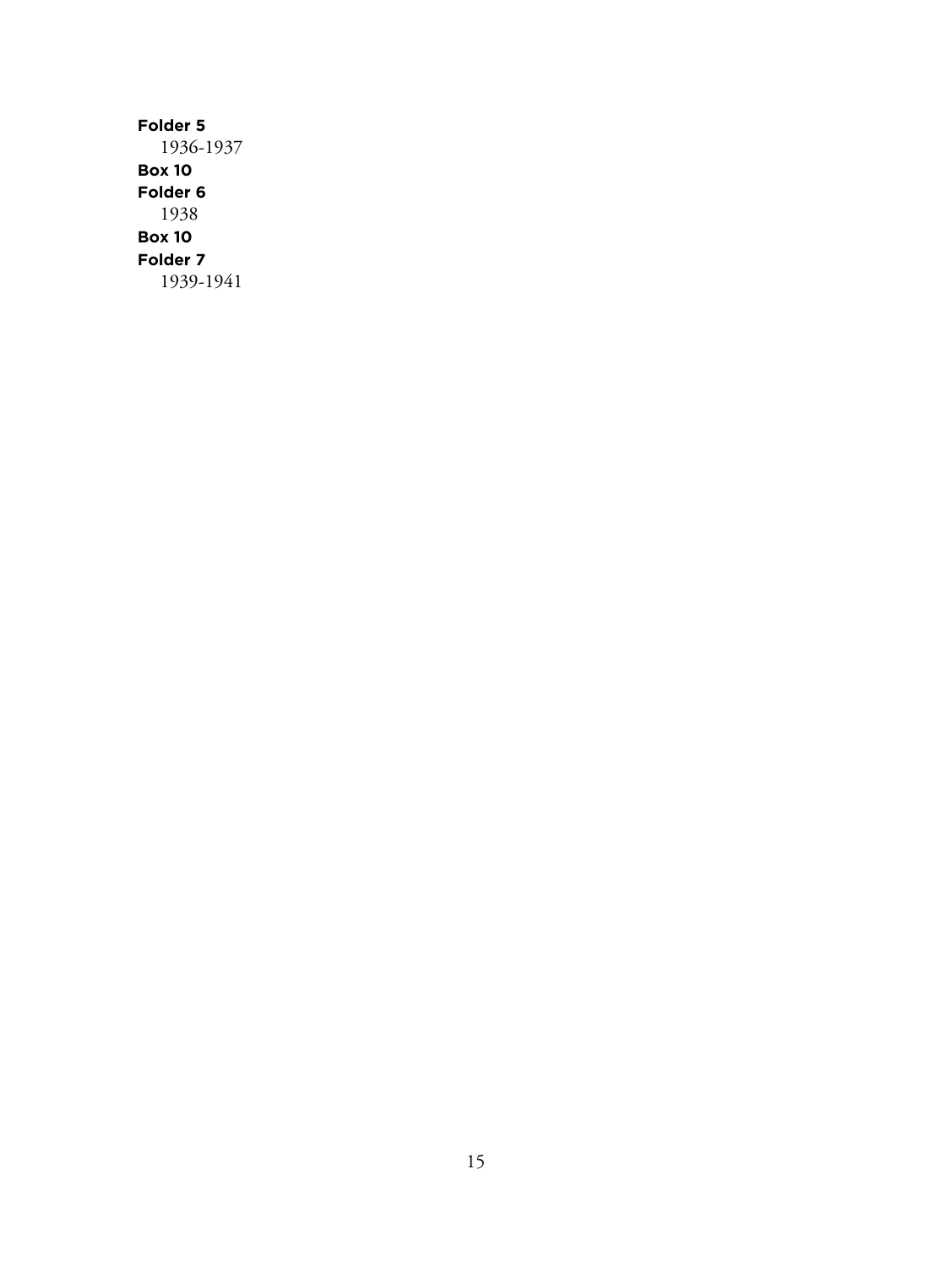**Folder 5**
1936-1937
**Box 10**
**Folder 6**
1938
**Box 10**
**Folder 7**
1939-1941